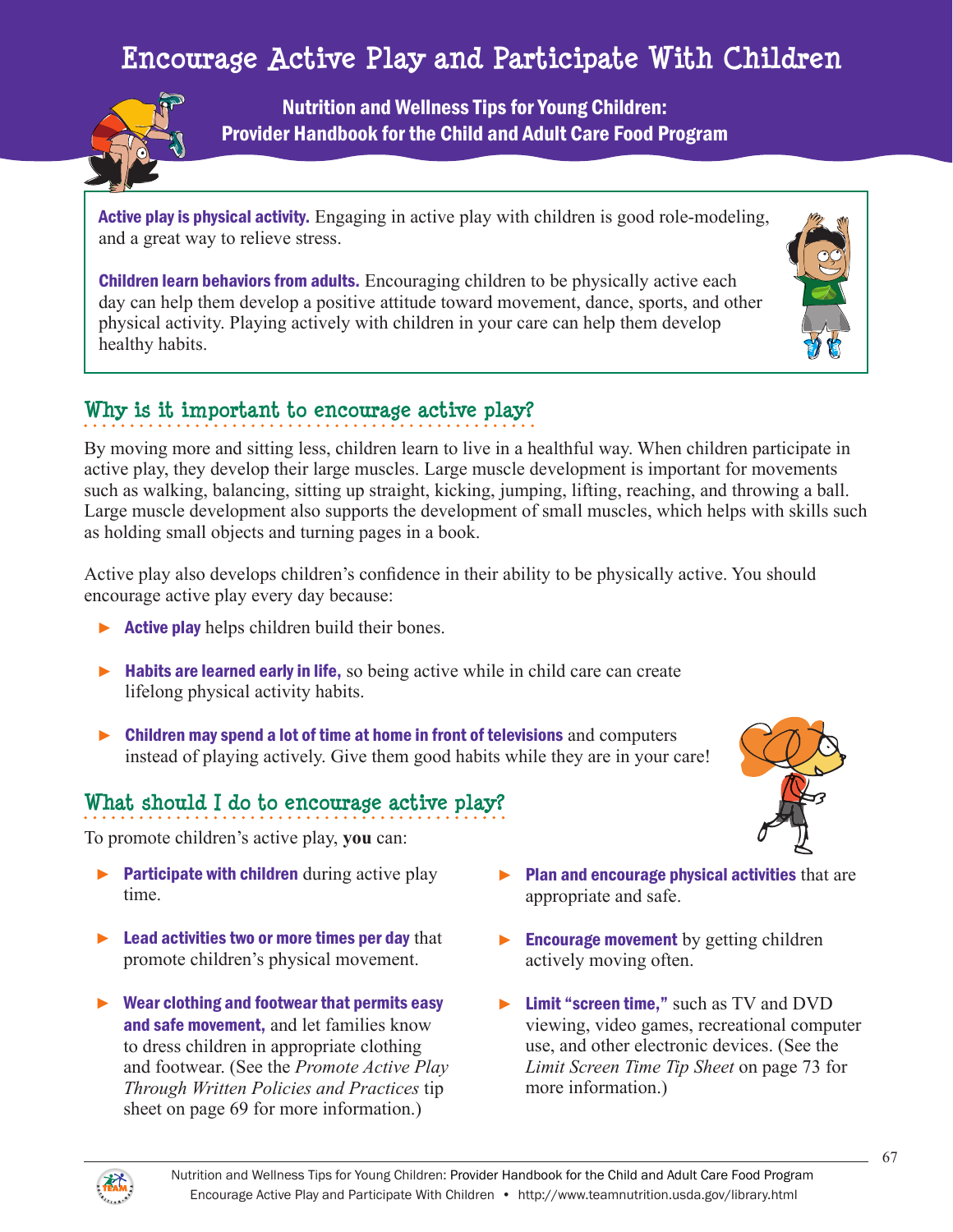# Encourage Active Play and Participate With Children

**Nutrition and Wellness Tips for Young Children: Provider Handbook for the Child and Adult Care Food Program**

**Active play is physical activity.** Engaging in active play with children is good role-modeling, and a great way to relieve stress.

**Children learn behaviors from adults.** Encouraging children to be physically active each day can help them develop a positive attitude toward movement, dance, sports, and other physical activity. Playing actively with children in your care can help them develop healthy habits.

## Why is it important to encourage active play?

By moving more and sitting less, children learn to live in a healthful way. When children participate in active play, they develop their large muscles. Large muscle development is important for movements such as walking, balancing, sitting up straight, kicking, jumping, lifting, reaching, and throwing a ball. Large muscle development also supports the development of small muscles, which helps with skills such as holding small objects and turning pages in a book.

Active play also develops children's confidence in their ability to be physically active. You should encourage active play every day because:

- **Active play** helps children build their bones.
- **Habits are learned early in life,** so being active while in child care can create lifelong physical activity habits.
- **Children may spend a lot of time at home in front of televisions** and computers instead of playing actively. Give them good habits while they are in your care!

## What should I do to encourage active play?

To promote children's active play, **you** can:

- **Participate with children** during active play time.
- **Lead activities two or more times per day** that promote children's physical movement.
- **Wear clothing and footwear that permits easy and safe movement,** and let families know to dress children in appropriate clothing and footwear. (See the *Promote Active Play Through Written Policies and Practices* tip sheet on page 69 for more information.)
- **Plan and encourage physical activities** that are appropriate and safe.
- **Encourage movement** by getting children actively moving often.
- **Limit "screen time,"** such as TV and DVD viewing, video games, recreational computer use, and other electronic devices. (See the *Limit Screen Time Tip Sheet* on page 73 for more information.)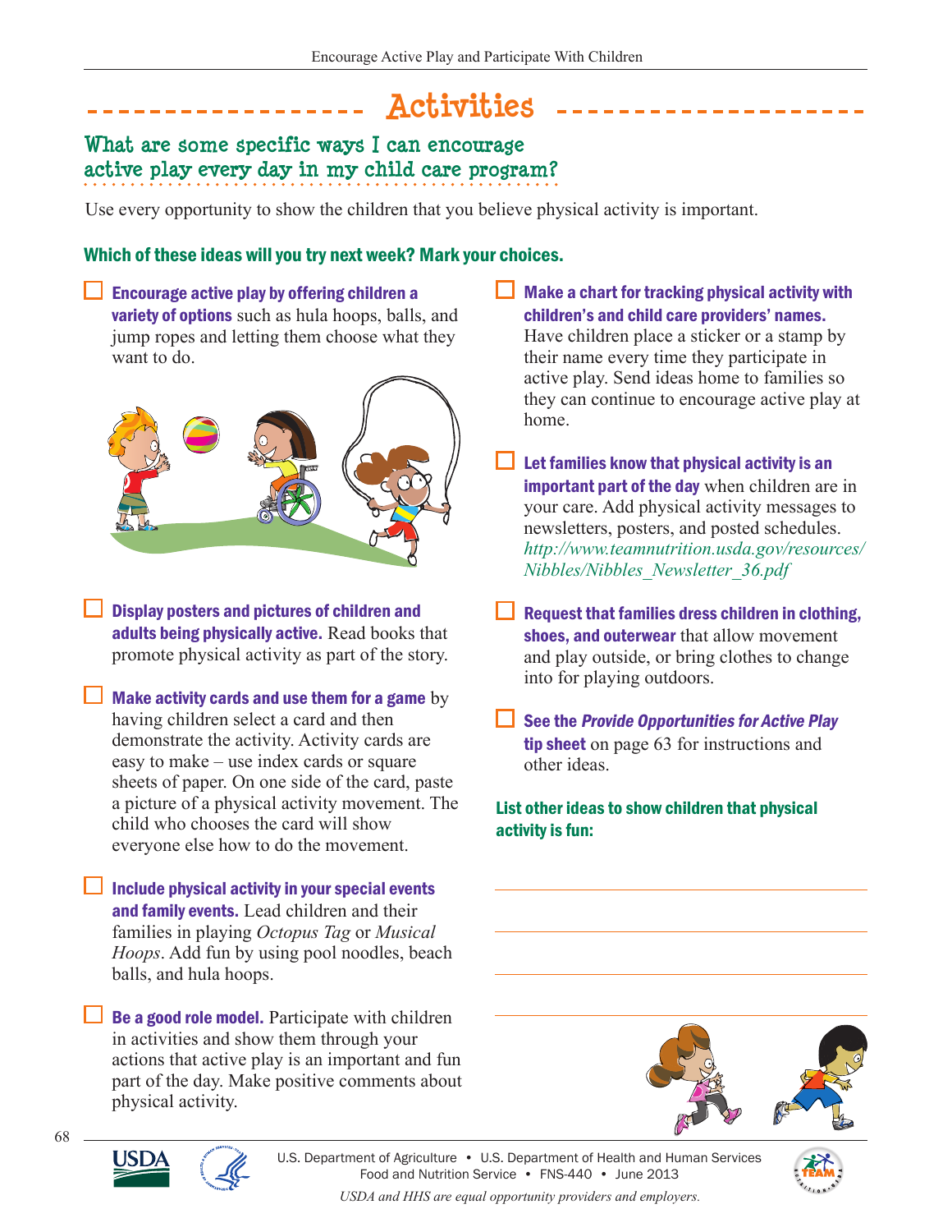# Activities

## What are some specific ways I can encourage active play every day in my child care program?

Use every opportunity to show the children that you believe physical activity is important.

**Which of these ideas will you try next week? Mark your choices.**

- ☐ **Encourage active play by offering children a variety of options** such as hula hoops, balls, and jump ropes and letting them choose what they want to do.

- ☐ **Display posters and pictures of children and adults being physically active.** Read books that promote physical activity as part of the story.

- ☐ **Make activity cards and use them for a game** by having children select a card and then demonstrate the activity. Activity cards are easy to make – use index cards or square sheets of paper. On one side of the card, paste a picture of a physical activity movement. The child who chooses the card will show everyone else how to do the movement.

- ☐ **Include physical activity in your special events and family events.** Lead children and their families in playing *Octopus Tag* or *Musical Hoops*. Add fun by using pool noodles, beach balls, and hula hoops.

- ☐ **Be a good role model.** Participate with children in activities and show them through your actions that active play is an important and fun part of the day. Make positive comments about physical activity.

- ☐ **Make a chart for tracking physical activity with children's and child care providers' names.** Have children place a sticker or a stamp by their name every time they participate in active play. Send ideas home to families so they can continue to encourage active play at home.

- ☐ **Let families know that physical activity is an important part of the day** when children are in your care. Add physical activity messages to newsletters, posters, and posted schedules. *http://www.teamnutrition.usda.gov/resources/Nibbles/Nibbles_Newsletter_36.pdf*

- ☐ **Request that families dress children in clothing, shoes, and outerwear** that allow movement and play outside, or bring clothes to change into for playing outdoors.

- ☐ **See the *Provide Opportunities for Active Play* tip sheet** on page 63 for instructions and other ideas.

**List other ideas to show children that physical activity is fun:**

______________________________

______________________________

______________________________

______________________________

U.S. Department of Agriculture • U.S. Department of Health and Human Services
Food and Nutrition Service • FNS-440 • June 2013

*USDA and HHS are equal opportunity providers and employers.*